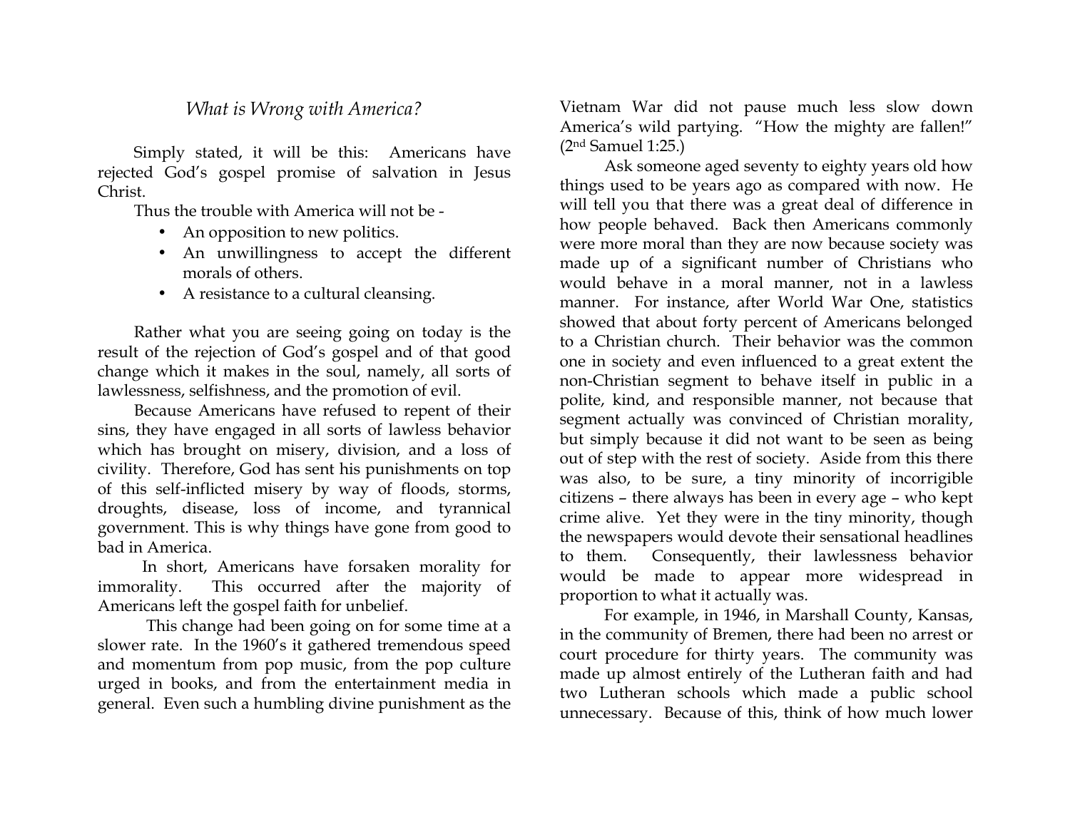## *What is Wrong with America?*

Simply stated, it will be this: Americans have rejected God's gospel promise of salvation in Jesus Christ.

Thus the trouble with America will not be -

- An opposition to new politics.
- An unwillingness to accept the different morals of others.
- A resistance to a cultural cleansing.

Rather what you are seeing going on today is the result of the rejection of God's gospel and of that good change which it makes in the soul, namely, all sorts of lawlessness, selfishness, and the promotion of evil.

Because Americans have refused to repent of their sins, they have engaged in all sorts of lawless behavior which has brought on misery, division, and a loss of civility. Therefore, God has sent his punishments on top of this self-inflicted misery by way of floods, storms, droughts, disease, loss of income, and tyrannical government. This is why things have gone from good to bad in America.

In short, Americans have forsaken morality for immorality. This occurred after the majority of Americans left the gospel faith for unbelief.

This change had been going on for some time at a slower rate. In the 1960's it gathered tremendous speed and momentum from pop music, from the pop culture urged in books, and from the entertainment media in general. Even such a humbling divine punishment as the Vietnam War did not pause much less slow down America's wild partying. "How the mighty are fallen!" (2nd Samuel 1:25.)

Ask someone aged seventy to eighty years old how things used to be years ago as compared with now. He will tell you that there was a great deal of difference in how people behaved. Back then Americans commonly were more moral than they are now because society was made up of a significant number of Christians who would behave in a moral manner, not in a lawless manner. For instance, after World War One, statistics showed that about forty percent of Americans belonged to a Christian church. Their behavior was the common one in society and even influenced to a great extent the non-Christian segment to behave itself in public in a polite, kind, and responsible manner, not because that segment actually was convinced of Christian morality, but simply because it did not want to be seen as being out of step with the rest of society. Aside from this there was also, to be sure, a tiny minority of incorrigible citizens – there always has been in every age – who kept crime alive. Yet they were in the tiny minority, though the newspapers would devote their sensational headlines to them. Consequently, their lawlessness behavior would be made to appear more widespread in proportion to what it actually was.

For example, in 1946, in Marshall County, Kansas, in the community of Bremen, there had been no arrest or court procedure for thirty years. The community was made up almost entirely of the Lutheran faith and had two Lutheran schools which made a public school unnecessary. Because of this, think of how much lower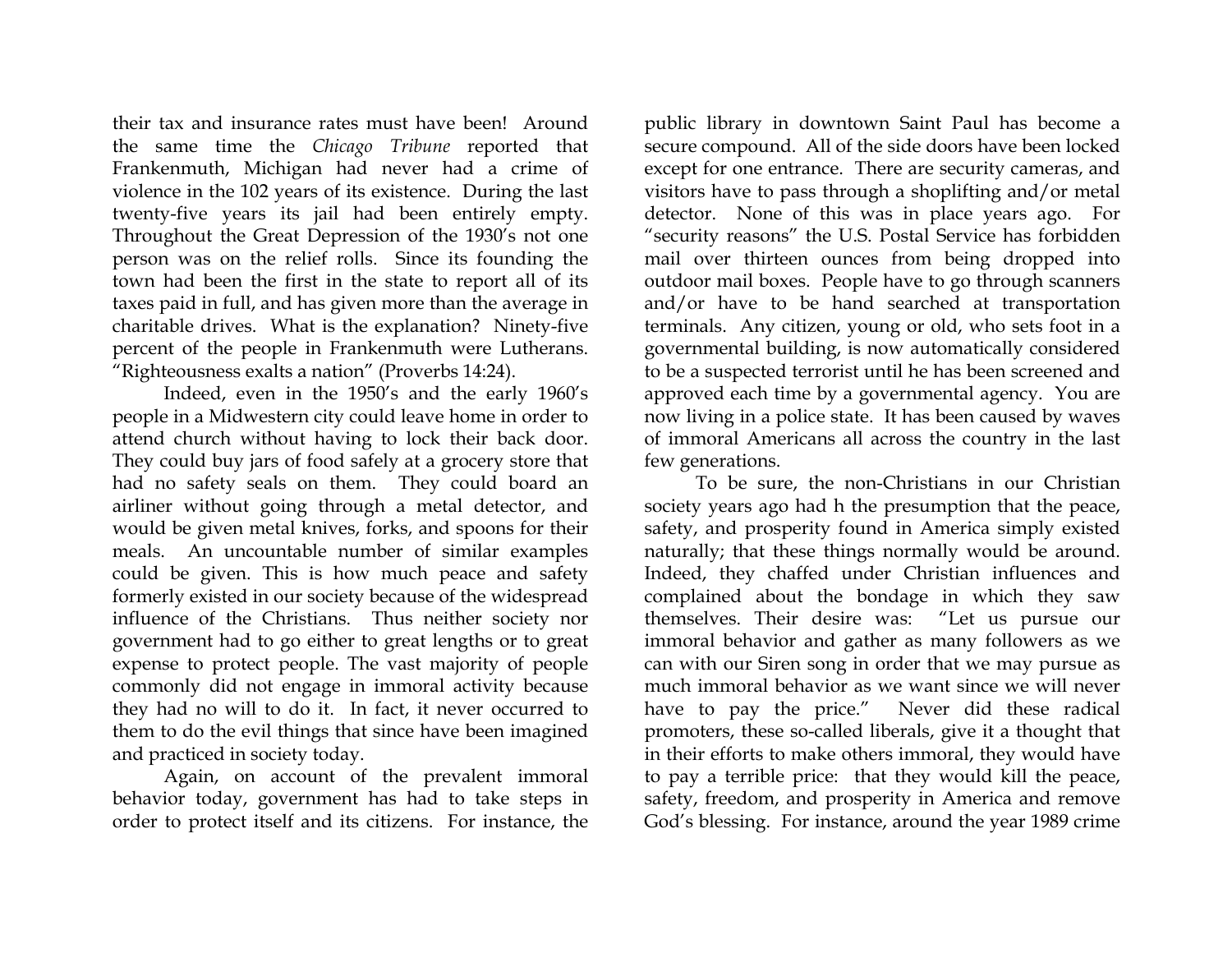their tax and insurance rates must have been! Around the same time the *Chicago Tribune* reported that Frankenmuth, Michigan had never had a crime of violence in the 102 years of its existence. During the last twenty-five years its jail had been entirely empty. Throughout the Great Depression of the 1930's not one person was on the relief rolls. Since its founding the town had been the first in the state to report all of its taxes paid in full, and has given more than the average in charitable drives. What is the explanation? Ninety-five percent of the people in Frankenmuth were Lutherans. "Righteousness exalts a nation" (Proverbs 14:24).

Indeed, even in the 1950's and the early 1960's people in a Midwestern city could leave home in order to attend church without having to lock their back door. They could buy jars of food safely at a grocery store that had no safety seals on them. They could board an airliner without going through a metal detector, and would be given metal knives, forks, and spoons for their meals. An uncountable number of similar examples could be given. This is how much peace and safety formerly existed in our society because of the widespread influence of the Christians. Thus neither society nor government had to go either to great lengths or to great expense to protect people. The vast majority of people commonly did not engage in immoral activity because they had no will to do it. In fact, it never occurred to them to do the evil things that since have been imagined and practiced in society today.

Again, on account of the prevalent immoral behavior today, government has had to take steps in order to protect itself and its citizens. For instance, the public library in downtown Saint Paul has become a secure compound. All of the side doors have been locked except for one entrance. There are security cameras, and visitors have to pass through a shoplifting and/or metal detector. None of this was in place years ago. For "security reasons" the U.S. Postal Service has forbidden mail over thirteen ounces from being dropped into outdoor mail boxes. People have to go through scanners and/or have to be hand searched at transportation terminals. Any citizen, young or old, who sets foot in a governmental building, is now automatically considered to be a suspected terrorist until he has been screened and approved each time by a governmental agency. You are now living in a police state. It has been caused by waves of immoral Americans all across the country in the last few generations.

To be sure, the non-Christians in our Christian society years ago had h the presumption that the peace, safety, and prosperity found in America simply existed naturally; that these things normally would be around. Indeed, they chaffed under Christian influences and complained about the bondage in which they saw themselves. Their desire was: "Let us pursue our immoral behavior and gather as many followers as we can with our Siren song in order that we may pursue as much immoral behavior as we want since we will never have to pay the price." Never did these radical promoters, these so-called liberals, give it a thought that in their efforts to make others immoral, they would have to pay a terrible price: that they would kill the peace, safety, freedom, and prosperity in America and remove God's blessing. For instance, around the year 1989 crime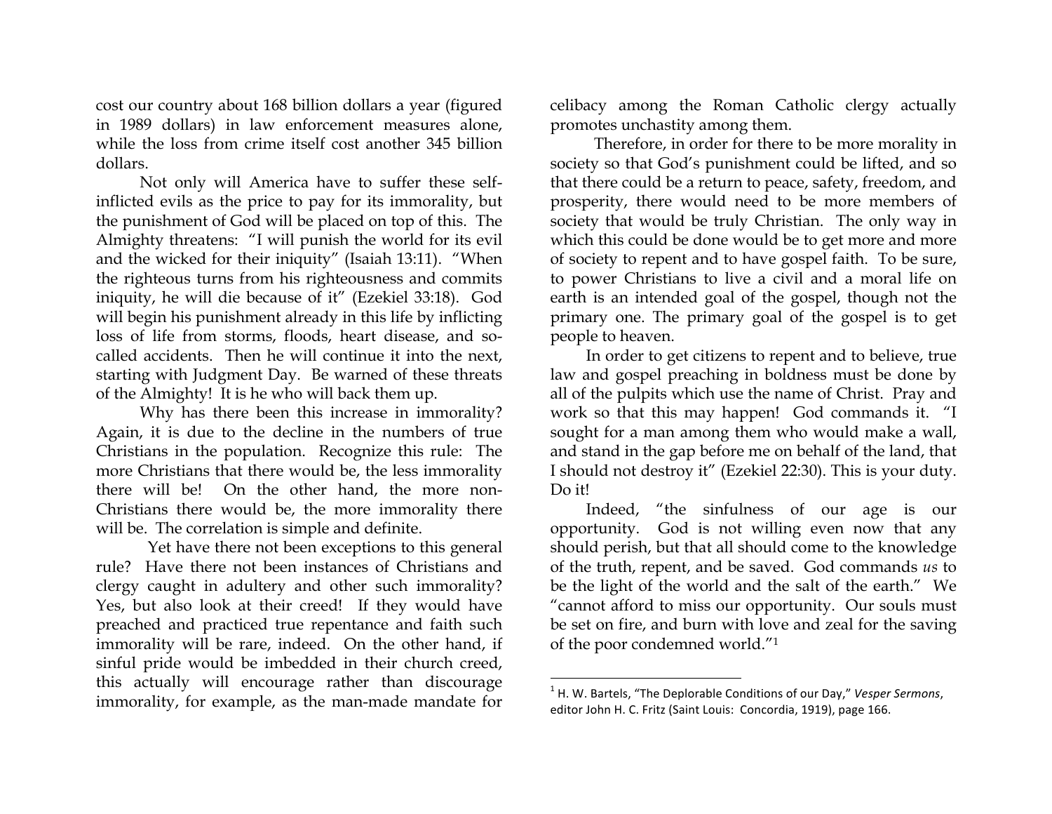cost our country about 168 billion dollars a year (figured in 1989 dollars) in law enforcement measures alone, while the loss from crime itself cost another 345 billion dollars.

Not only will America have to suffer these self-inflicted evils as the price to pay for its immorality, but the punishment of God will be placed on top of this. The Almighty threatens: "I will punish the world for its evil and the wicked for their iniquity" (Isaiah 13:11). "When the righteous turns from his righteousness and commits iniquity, he will die because of it" (Ezekiel 33:18). God will begin his punishment already in this life by inflicting loss of life from storms, floods, heart disease, and so-called accidents. Then he will continue it into the next, starting with Judgment Day. Be warned of these threats of the Almighty! It is he who will back them up.

Why has there been this increase in immorality? Again, it is due to the decline in the numbers of true Christians in the population. Recognize this rule: The more Christians that there would be, the less immorality there will be! On the other hand, the more non-Christians there would be, the more immorality there will be. The correlation is simple and definite.

Yet have there not been exceptions to this general rule? Have there not been instances of Christians and clergy caught in adultery and other such immorality? Yes, but also look at their creed! If they would have preached and practiced true repentance and faith such immorality will be rare, indeed. On the other hand, if sinful pride would be imbedded in their church creed, this actually will encourage rather than discourage immorality, for example, as the man-made mandate for celibacy among the Roman Catholic clergy actually promotes unchastity among them.

Therefore, in order for there to be more morality in society so that God's punishment could be lifted, and so that there could be a return to peace, safety, freedom, and prosperity, there would need to be more members of society that would be truly Christian. The only way in which this could be done would be to get more and more of society to repent and to have gospel faith. To be sure, to power Christians to live a civil and a moral life on earth is an intended goal of the gospel, though not the primary one. The primary goal of the gospel is to get people to heaven.

In order to get citizens to repent and to believe, true law and gospel preaching in boldness must be done by all of the pulpits which use the name of Christ. Pray and work so that this may happen! God commands it. "I sought for a man among them who would make a wall, and stand in the gap before me on behalf of the land, that I should not destroy it" (Ezekiel 22:30). This is your duty. Do it!

Indeed, "the sinfulness of our age is our opportunity. God is not willing even now that any should perish, but that all should come to the knowledge of the truth, repent, and be saved. God commands *us* to be the light of the world and the salt of the earth." We "cannot afford to miss our opportunity. Our souls must be set on fire, and burn with love and zeal for the saving of the poor condemned world."[1]

---

[1] H. W. Bartels, "The Deplorable Conditions of our Day," *Vesper Sermons*, editor John H. C. Fritz (Saint Louis: Concordia, 1919), page 166.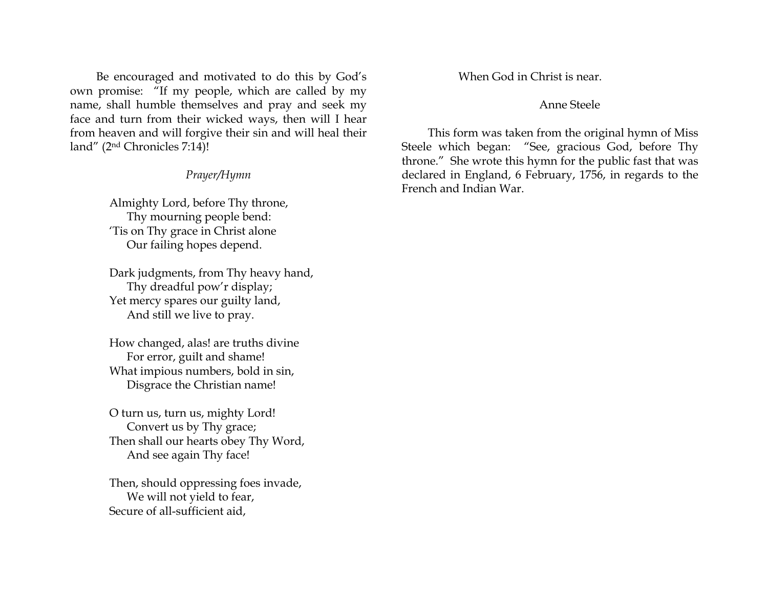Be encouraged and motivated to do this by God's own promise: "If my people, which are called by my name, shall humble themselves and pray and seek my face and turn from their wicked ways, then will I hear from heaven and will forgive their sin and will heal their land" (2nd Chronicles 7:14)!

*Prayer/Hymn*

Almighty Lord, before Thy throne,
Thy mourning people bend:
'Tis on Thy grace in Christ alone
Our failing hopes depend.

Dark judgments, from Thy heavy hand,
Thy dreadful pow'r display;
Yet mercy spares our guilty land,
And still we live to pray.

How changed, alas! are truths divine
For error, guilt and shame!
What impious numbers, bold in sin,
Disgrace the Christian name!

O turn us, turn us, mighty Lord!
Convert us by Thy grace;
Then shall our hearts obey Thy Word,
And see again Thy face!

Then, should oppressing foes invade,
We will not yield to fear,
Secure of all-sufficient aid,
When God in Christ is near.

Anne Steele

This form was taken from the original hymn of Miss Steele which began: "See, gracious God, before Thy throne." She wrote this hymn for the public fast that was declared in England, 6 February, 1756, in regards to the French and Indian War.